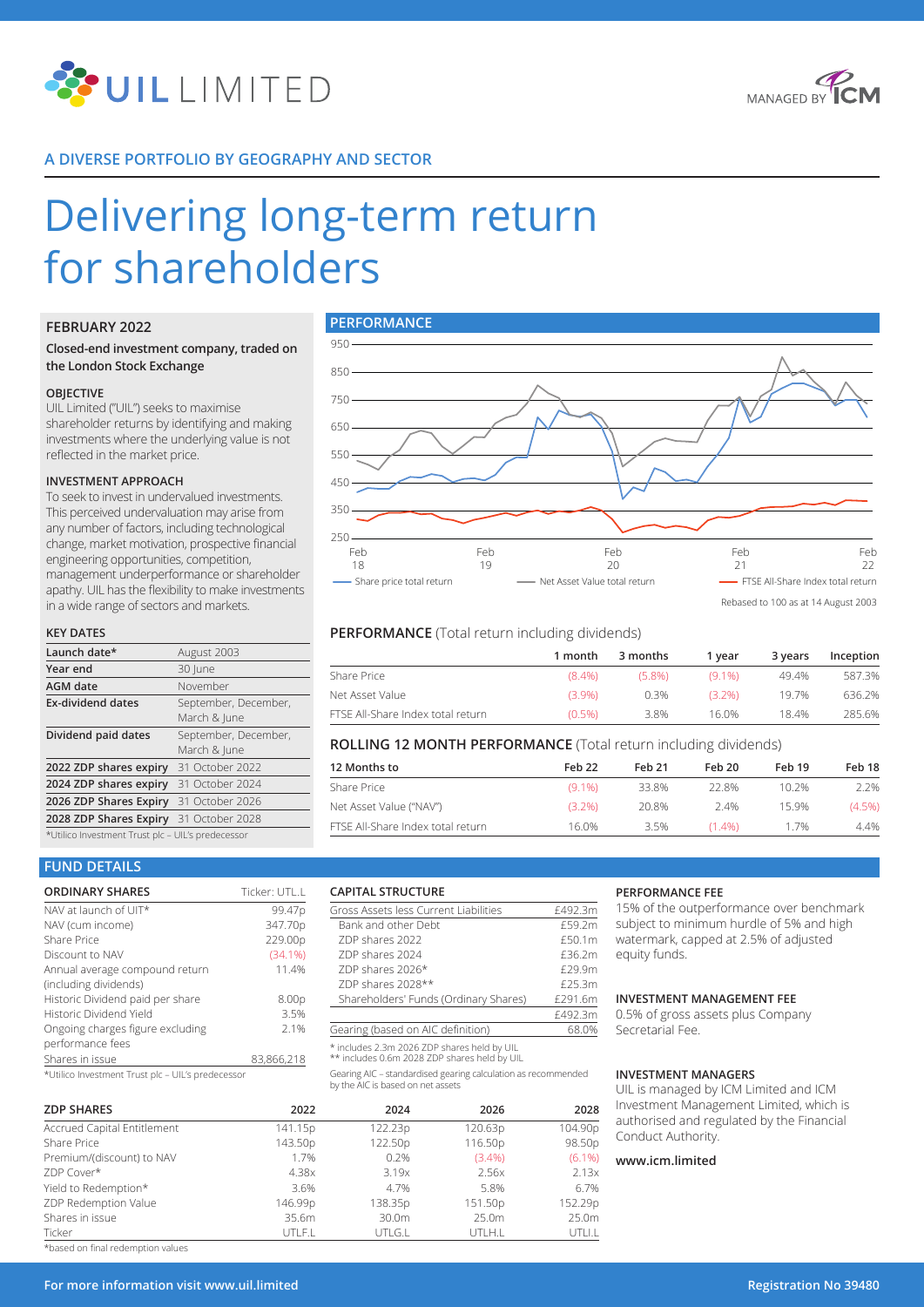# UIL LIMITED

MANAGED BY ICM

## A DIVERSE PORTFOLIO BY GEOGRAPHY AND SECTOR

# Delivering long-term return for shareholders

### FEBRUARY 2022

**Closed-end investment company, traded on the London Stock Exchange**

#### OBJECTIVE

UIL Limited ("UIL") seeks to maximise shareholder returns by identifying and making investments where the underlying value is not reflected in the market price.

#### INVESTMENT APPROACH

To seek to invest in undervalued investments. This perceived undervaluation may arise from any number of factors, including technological change, market motivation, prospective financial engineering opportunities, competition, management underperformance or shareholder apathy. UIL has the flexibility to make investments in a wide range of sectors and markets.

#### KEY DATES

| | |
|---|---|
| Launch date* | August 2003 |
| Year end | 30 June |
| AGM date | November |
| Ex-dividend dates | September, December, March & June |
| Dividend paid dates | September, December, March & June |
| 2022 ZDP shares expiry | 31 October 2022 |
| 2024 ZDP shares expiry | 31 October 2024 |
| 2026 ZDP Shares Expiry | 31 October 2026 |
| 2028 ZDP Shares Expiry | 31 October 2028 |

*Utilico Investment Trust plc – UIL's predecessor

## PERFORMANCE

Chart: Share price total return, Net Asset Value total return, FTSE All-Share Index total return (Feb 18 – Feb 22)

Rebased to 100 as at 14 August 2003

### PERFORMANCE (Total return including dividends)

| | 1 month | 3 months | 1 year | 3 years | Inception |
|---|---|---|---|---|---|
| Share Price | (8.4%) | (5.8%) | (9.1%) | 49.4% | 587.3% |
| Net Asset Value | (3.9%) | 0.3% | (3.2%) | 19.7% | 636.2% |
| FTSE All-Share Index total return | (0.5%) | 3.8% | 16.0% | 18.4% | 285.6% |

### ROLLING 12 MONTH PERFORMANCE (Total return including dividends)

| 12 Months to | Feb 22 | Feb 21 | Feb 20 | Feb 19 | Feb 18 |
|---|---|---|---|---|---|
| Share Price | (9.1%) | 33.8% | 22.8% | 10.2% | 2.2% |
| Net Asset Value ("NAV") | (3.2%) | 20.8% | 2.4% | 15.9% | (4.5%) |
| FTSE All-Share Index total return | 16.0% | 3.5% | (1.4%) | 1.7% | 4.4% |

## FUND DETAILS

| ORDINARY SHARES | Ticker: UTL.L |
|---|---|
| NAV at launch of UIT* | 99.47p |
| NAV (cum income) | 347.70p |
| Share Price | 229.00p |
| Discount to NAV | (34.1%) |
| Annual average compound return (including dividends) | 11.4% |
| Historic Dividend paid per share | 8.00p |
| Historic Dividend Yield | 3.5% |
| Ongoing charges figure excluding performance fees | 2.1% |
| Shares in issue | 83,866,218 |

*Utilico Investment Trust plc – UIL's predecessor

| CAPITAL STRUCTURE | |
|---|---|
| Gross Assets less Current Liabilities | £492.3m |
| Bank and other Debt | £59.2m |
| ZDP shares 2022 | £50.1m |
| ZDP shares 2024 | £36.2m |
| ZDP shares 2026* | £29.9m |
| ZDP shares 2028** | £25.3m |
| Shareholders' Funds (Ordinary Shares) | £291.6m |
| | £492.3m |
| Gearing (based on AIC definition) | 68.0% |

\* includes 2.3m 2026 ZDP shares held by UIL
\** includes 0.6m 2028 ZDP shares held by UIL

Gearing AIC – standardised gearing calculation as recommended by the AIC is based on net assets

| ZDP SHARES | 2022 | 2024 | 2026 | 2028 |
|---|---|---|---|---|
| Accrued Capital Entitlement | 141.15p | 122.23p | 120.63p | 104.90p |
| Share Price | 143.50p | 122.50p | 116.50p | 98.50p |
| Premium/(discount) to NAV | 1.7% | 0.2% | (3.4%) | (6.1%) |
| ZDP Cover* | 4.38x | 3.19x | 2.56x | 2.13x |
| Yield to Redemption* | 3.6% | 4.7% | 5.8% | 6.7% |
| ZDP Redemption Value | 146.99p | 138.35p | 151.50p | 152.29p |
| Shares in issue | 35.6m | 30.0m | 25.0m | 25.0m |
| Ticker | UTLF.L | UTLG.L | UTLH.L | UTLI.L |

*based on final redemption values

#### PERFORMANCE FEE

15% of the outperformance over benchmark subject to minimum hurdle of 5% and high watermark, capped at 2.5% of adjusted equity funds.

#### INVESTMENT MANAGEMENT FEE

0.5% of gross assets plus Company Secretarial Fee.

#### INVESTMENT MANAGERS

UIL is managed by ICM Limited and ICM Investment Management Limited, which is authorised and regulated by the Financial Conduct Authority.

**www.icm.limited**

**For more information visit www.uil.limited** — **Registration No 39480**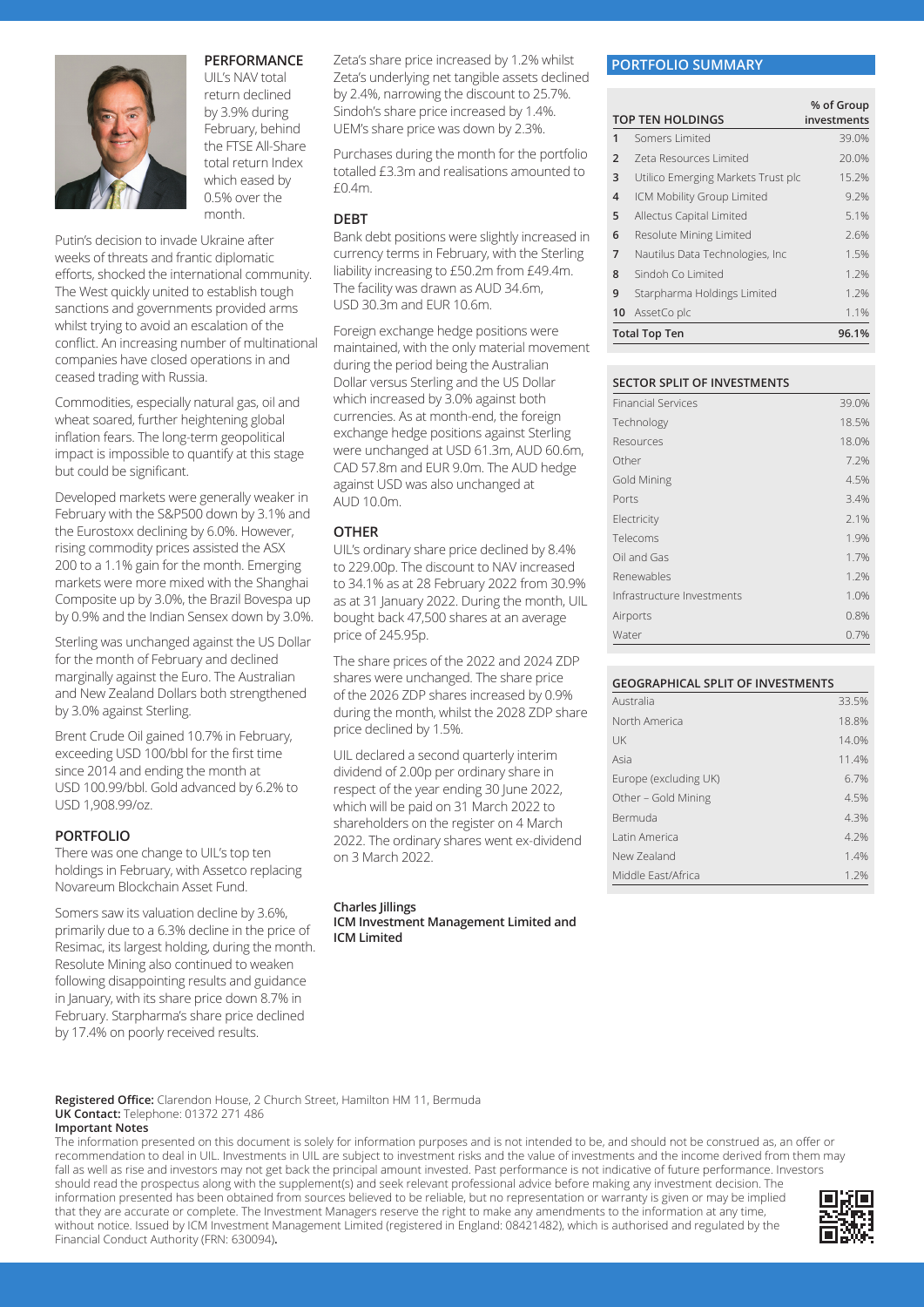## PERFORMANCE

UIL's NAV total return declined by 3.9% during February, behind the FTSE All-Share total return Index which eased by 0.5% over the month.

Putin's decision to invade Ukraine after weeks of threats and frantic diplomatic efforts, shocked the international community. The West quickly united to establish tough sanctions and governments provided arms whilst trying to avoid an escalation of the conflict. An increasing number of multinational companies have closed operations in and ceased trading with Russia.

Commodities, especially natural gas, oil and wheat soared, further heightening global inflation fears. The long-term geopolitical impact is impossible to quantify at this stage but could be significant.

Developed markets were generally weaker in February with the S&P500 down by 3.1% and the Eurostoxx declining by 6.0%. However, rising commodity prices assisted the ASX 200 to a 1.1% gain for the month. Emerging markets were more mixed with the Shanghai Composite up by 3.0%, the Brazil Bovespa up by 0.9% and the Indian Sensex down by 3.0%.

Sterling was unchanged against the US Dollar for the month of February and declined marginally against the Euro. The Australian and New Zealand Dollars both strengthened by 3.0% against Sterling.

Brent Crude Oil gained 10.7% in February, exceeding USD 100/bbl for the first time since 2014 and ending the month at USD 100.99/bbl. Gold advanced by 6.2% to USD 1,908.99/oz.

## PORTFOLIO

There was one change to UIL's top ten holdings in February, with Assetco replacing Novareum Blockchain Asset Fund.

Somers saw its valuation decline by 3.6%, primarily due to a 6.3% decline in the price of Resimac, its largest holding, during the month. Resolute Mining also continued to weaken following disappointing results and guidance in January, with its share price down 8.7% in February. Starpharma's share price declined by 17.4% on poorly received results.

Zeta's share price increased by 1.2% whilst Zeta's underlying net tangible assets declined by 2.4%, narrowing the discount to 25.7%. Sindoh's share price increased by 1.4%. UEM's share price was down by 2.3%.

Purchases during the month for the portfolio totalled £3.3m and realisations amounted to £0.4m.

## DEBT

Bank debt positions were slightly increased in currency terms in February, with the Sterling liability increasing to £50.2m from £49.4m. The facility was drawn as AUD 34.6m, USD 30.3m and EUR 10.6m.

Foreign exchange hedge positions were maintained, with the only material movement during the period being the Australian Dollar versus Sterling and the US Dollar which increased by 3.0% against both currencies. As at month-end, the foreign exchange hedge positions against Sterling were unchanged at USD 61.3m, AUD 60.6m, CAD 57.8m and EUR 9.0m. The AUD hedge against USD was also unchanged at AUD 10.0m.

## OTHER

UIL's ordinary share price declined by 8.4% to 229.00p. The discount to NAV increased to 34.1% as at 28 February 2022 from 30.9% as at 31 January 2022. During the month, UIL bought back 47,500 shares at an average price of 245.95p.

The share prices of the 2022 and 2024 ZDP shares were unchanged. The share price of the 2026 ZDP shares increased by 0.9% during the month, whilst the 2028 ZDP share price declined by 1.5%.

UIL declared a second quarterly interim dividend of 2.00p per ordinary share in respect of the year ending 30 June 2022, which will be paid on 31 March 2022 to shareholders on the register on 4 March 2022. The ordinary shares went ex-dividend on 3 March 2022.

**Charles Jillings**
**ICM Investment Management Limited and ICM Limited**

## PORTFOLIO SUMMARY

| | TOP TEN HOLDINGS | % of Group investments |
|---|---|---|
| 1 | Somers Limited | 39.0% |
| 2 | Zeta Resources Limited | 20.0% |
| 3 | Utilico Emerging Markets Trust plc | 15.2% |
| 4 | ICM Mobility Group Limited | 9.2% |
| 5 | Allectus Capital Limited | 5.1% |
| 6 | Resolute Mining Limited | 2.6% |
| 7 | Nautilus Data Technologies, Inc | 1.5% |
| 8 | Sindoh Co Limited | 1.2% |
| 9 | Starpharma Holdings Limited | 1.2% |
| 10 | AssetCo plc | 1.1% |
| **Total Top Ten** | | **96.1%** |

| SECTOR SPLIT OF INVESTMENTS | |
|---|---|
| Financial Services | 39.0% |
| Technology | 18.5% |
| Resources | 18.0% |
| Other | 7.2% |
| Gold Mining | 4.5% |
| Ports | 3.4% |
| Electricity | 2.1% |
| Telecoms | 1.9% |
| Oil and Gas | 1.7% |
| Renewables | 1.2% |
| Infrastructure Investments | 1.0% |
| Airports | 0.8% |
| Water | 0.7% |

| GEOGRAPHICAL SPLIT OF INVESTMENTS | |
|---|---|
| Australia | 33.5% |
| North America | 18.8% |
| UK | 14.0% |
| Asia | 11.4% |
| Europe (excluding UK) | 6.7% |
| Other – Gold Mining | 4.5% |
| Bermuda | 4.3% |
| Latin America | 4.2% |
| New Zealand | 1.4% |
| Middle East/Africa | 1.2% |

**Registered Office:** Clarendon House, 2 Church Street, Hamilton HM 11, Bermuda
**UK Contact:** Telephone: 01372 271 486
**Important Notes**
The information presented on this document is solely for information purposes and is not intended to be, and should not be construed as, an offer or recommendation to deal in UIL. Investments in UIL are subject to investment risks and the value of investments and the income derived from them may fall as well as rise and investors may not get back the principal amount invested. Past performance is not indicative of future performance. Investors should read the prospectus along with the supplement(s) and seek relevant professional advice before making any investment decision. The information presented has been obtained from sources believed to be reliable, but no representation or warranty is given or may be implied that they are accurate or complete. The Investment Managers reserve the right to make any amendments to the information at any time, without notice. Issued by ICM Investment Management Limited (registered in England: 08421482), which is authorised and regulated by the Financial Conduct Authority (FRN: 630094).